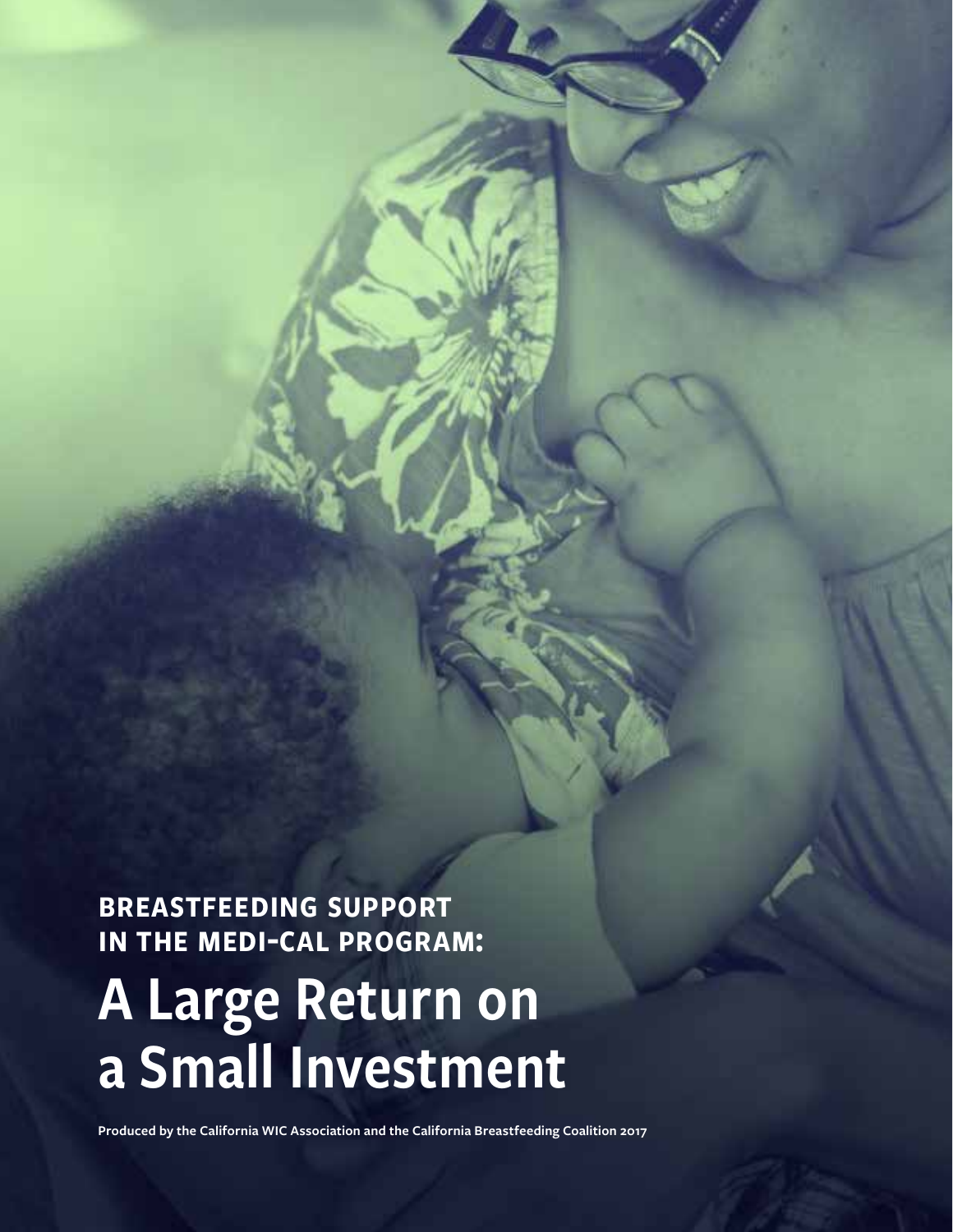**BREASTFEEDING SUPPORT IN THE MEDI-CAL PROGRAM:**

# A Large Return on a Small Investment

**Produced by the California WIC Association and the California Breastfeeding Coalition 2017**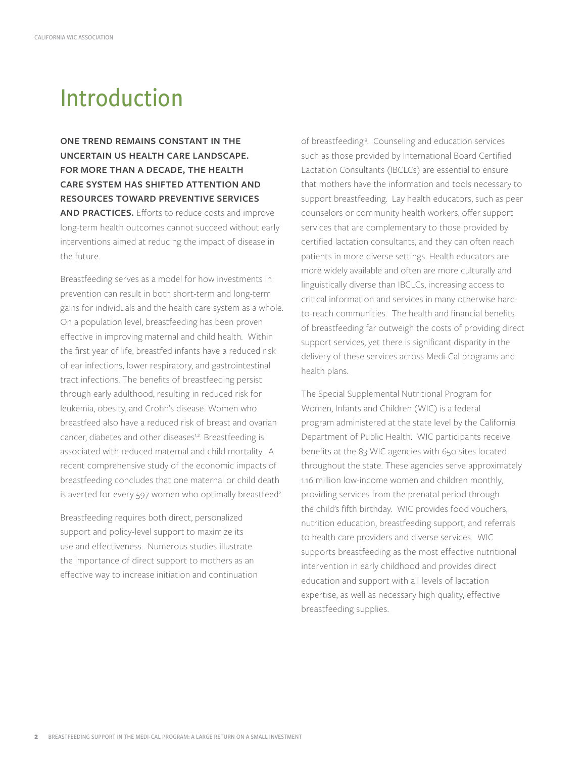# Introduction

**ONE TREND REMAINS CONSTANT IN THE UNCERTAIN US HEALTH CARE LANDSCAPE. FOR MORE THAN A DECADE, THE HEALTH CARE SYSTEM HAS SHIFTED ATTENTION AND RESOURCES TOWARD PREVENTIVE SERVICES AND PRACTICES.** Efforts to reduce costs and improve long-term health outcomes cannot succeed without early interventions aimed at reducing the impact of disease in the future.

Breastfeeding serves as a model for how investments in prevention can result in both short-term and long-term gains for individuals and the health care system as a whole. On a population level, breastfeeding has been proven effective in improving maternal and child health. Within the first year of life, breastfed infants have a reduced risk of ear infections, lower respiratory, and gastrointestinal tract infections. The benefits of breastfeeding persist through early adulthood, resulting in reduced risk for leukemia, obesity, and Crohn's disease. Women who breastfeed also have a reduced risk of breast and ovarian cancer, diabetes and other diseases[1,2]. Breastfeeding is associated with reduced maternal and child mortality. A recent comprehensive study of the economic impacts of breastfeeding concludes that one maternal or child death is averted for every 597 women who optimally breastfeed[2].

Breastfeeding requires both direct, personalized support and policy-level support to maximize its use and effectiveness. Numerous studies illustrate the importance of direct support to mothers as an effective way to increase initiation and continuation of breastfeeding[3]. Counseling and education services such as those provided by International Board Certified Lactation Consultants (IBCLCs) are essential to ensure that mothers have the information and tools necessary to support breastfeeding. Lay health educators, such as peer counselors or community health workers, offer support services that are complementary to those provided by certified lactation consultants, and they can often reach patients in more diverse settings. Health educators are more widely available and often are more culturally and linguistically diverse than IBCLCs, increasing access to critical information and services in many otherwise hard-to-reach communities. The health and financial benefits of breastfeeding far outweigh the costs of providing direct support services, yet there is significant disparity in the delivery of these services across Medi-Cal programs and health plans.

The Special Supplemental Nutritional Program for Women, Infants and Children (WIC) is a federal program administered at the state level by the California Department of Public Health. WIC participants receive benefits at the 83 WIC agencies with 650 sites located throughout the state. These agencies serve approximately 1.16 million low-income women and children monthly, providing services from the prenatal period through the child's fifth birthday. WIC provides food vouchers, nutrition education, breastfeeding support, and referrals to health care providers and diverse services. WIC supports breastfeeding as the most effective nutritional intervention in early childhood and provides direct education and support with all levels of lactation expertise, as well as necessary high quality, effective breastfeeding supplies.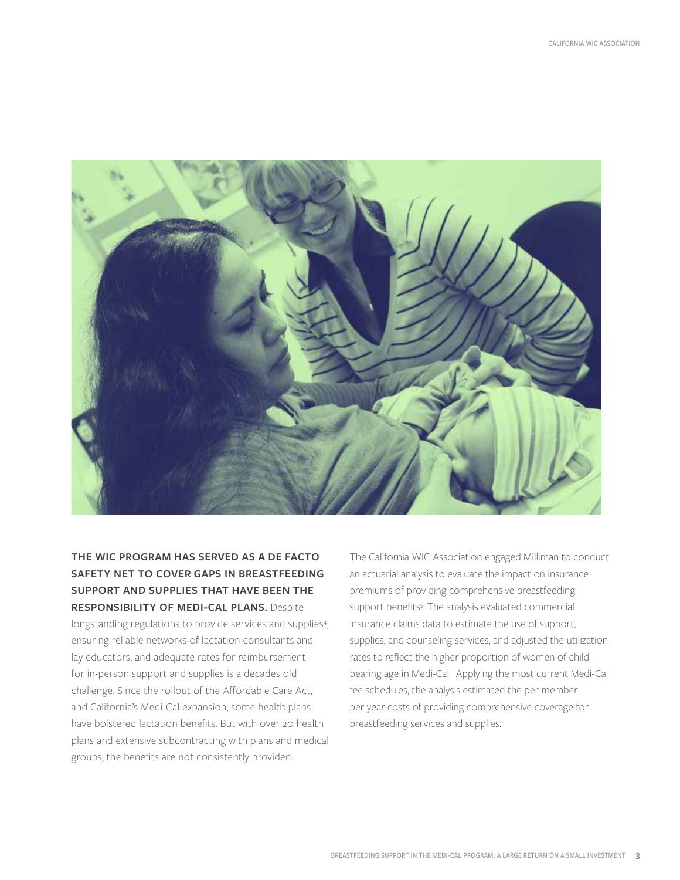**THE WIC PROGRAM HAS SERVED AS A DE FACTO SAFETY NET TO COVER GAPS IN BREASTFEEDING SUPPORT AND SUPPLIES THAT HAVE BEEN THE RESPONSIBILITY OF MEDI-CAL PLANS.** Despite longstanding regulations to provide services and supplies[4], ensuring reliable networks of lactation consultants and lay educators, and adequate rates for reimbursement for in-person support and supplies is a decades old challenge. Since the rollout of the Affordable Care Act, and California's Medi-Cal expansion, some health plans have bolstered lactation benefits. But with over 20 health plans and extensive subcontracting with plans and medical groups, the benefits are not consistently provided.

The California WIC Association engaged Milliman to conduct an actuarial analysis to evaluate the impact on insurance premiums of providing comprehensive breastfeeding support benefits[5]. The analysis evaluated commercial insurance claims data to estimate the use of support, supplies, and counseling services, and adjusted the utilization rates to reflect the higher proportion of women of child-bearing age in Medi-Cal. Applying the most current Medi-Cal fee schedules, the analysis estimated the per-member-per-year costs of providing comprehensive coverage for breastfeeding services and supplies.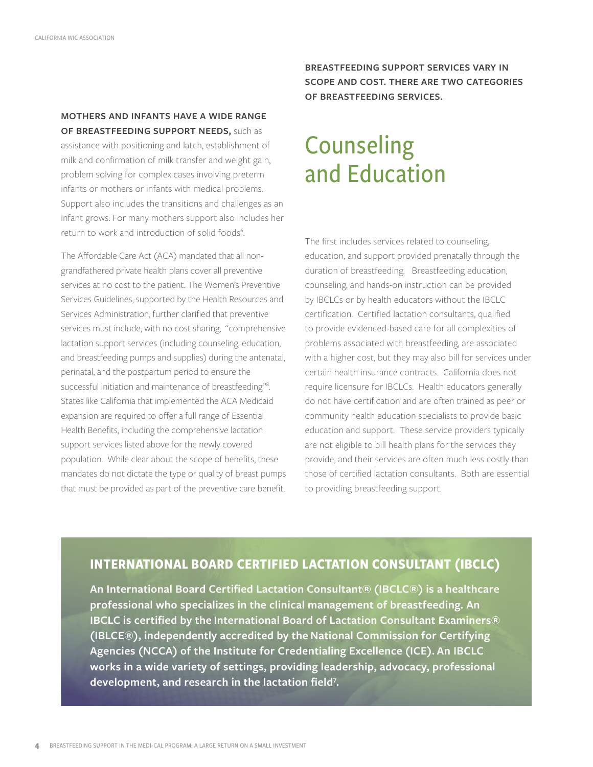**MOTHERS AND INFANTS HAVE A WIDE RANGE OF BREASTFEEDING SUPPORT NEEDS,** such as assistance with positioning and latch, establishment of milk and confirmation of milk transfer and weight gain, problem solving for complex cases involving preterm infants or mothers or infants with medical problems. Support also includes the transitions and challenges as an infant grows. For many mothers support also includes her return to work and introduction of solid foods[6].

The Affordable Care Act (ACA) mandated that all non-grandfathered private health plans cover all preventive services at no cost to the patient. The Women's Preventive Services Guidelines, supported by the Health Resources and Services Administration, further clarified that preventive services must include, with no cost sharing, "comprehensive lactation support services (including counseling, education, and breastfeeding pumps and supplies) during the antenatal, perinatal, and the postpartum period to ensure the successful initiation and maintenance of breastfeeding"[8]. States like California that implemented the ACA Medicaid expansion are required to offer a full range of Essential Health Benefits, including the comprehensive lactation support services listed above for the newly covered population. While clear about the scope of benefits, these mandates do not dictate the type or quality of breast pumps that must be provided as part of the preventive care benefit.

**BREASTFEEDING SUPPORT SERVICES VARY IN SCOPE AND COST. THERE ARE TWO CATEGORIES OF BREASTFEEDING SERVICES.**

# Counseling and Education

The first includes services related to counseling, education, and support provided prenatally through the duration of breastfeeding. Breastfeeding education, counseling, and hands-on instruction can be provided by IBCLCs or by health educators without the IBCLC certification. Certified lactation consultants, qualified to provide evidenced-based care for all complexities of problems associated with breastfeeding, are associated with a higher cost, but they may also bill for services under certain health insurance contracts. California does not require licensure for IBCLCs. Health educators generally do not have certification and are often trained as peer or community health education specialists to provide basic education and support. These service providers typically are not eligible to bill health plans for the services they provide, and their services are often much less costly than those of certified lactation consultants. Both are essential to providing breastfeeding support.

## INTERNATIONAL BOARD CERTIFIED LACTATION CONSULTANT (IBCLC)

**An International Board Certified Lactation Consultant® (IBCLC®) is a healthcare professional who specializes in the clinical management of breastfeeding. An IBCLC is certified by the International Board of Lactation Consultant Examiners® (IBLCE®), independently accredited by the National Commission for Certifying Agencies (NCCA) of the Institute for Credentialing Excellence (ICE). An IBCLC works in a wide variety of settings, providing leadership, advocacy, professional development, and research in the lactation field[7].**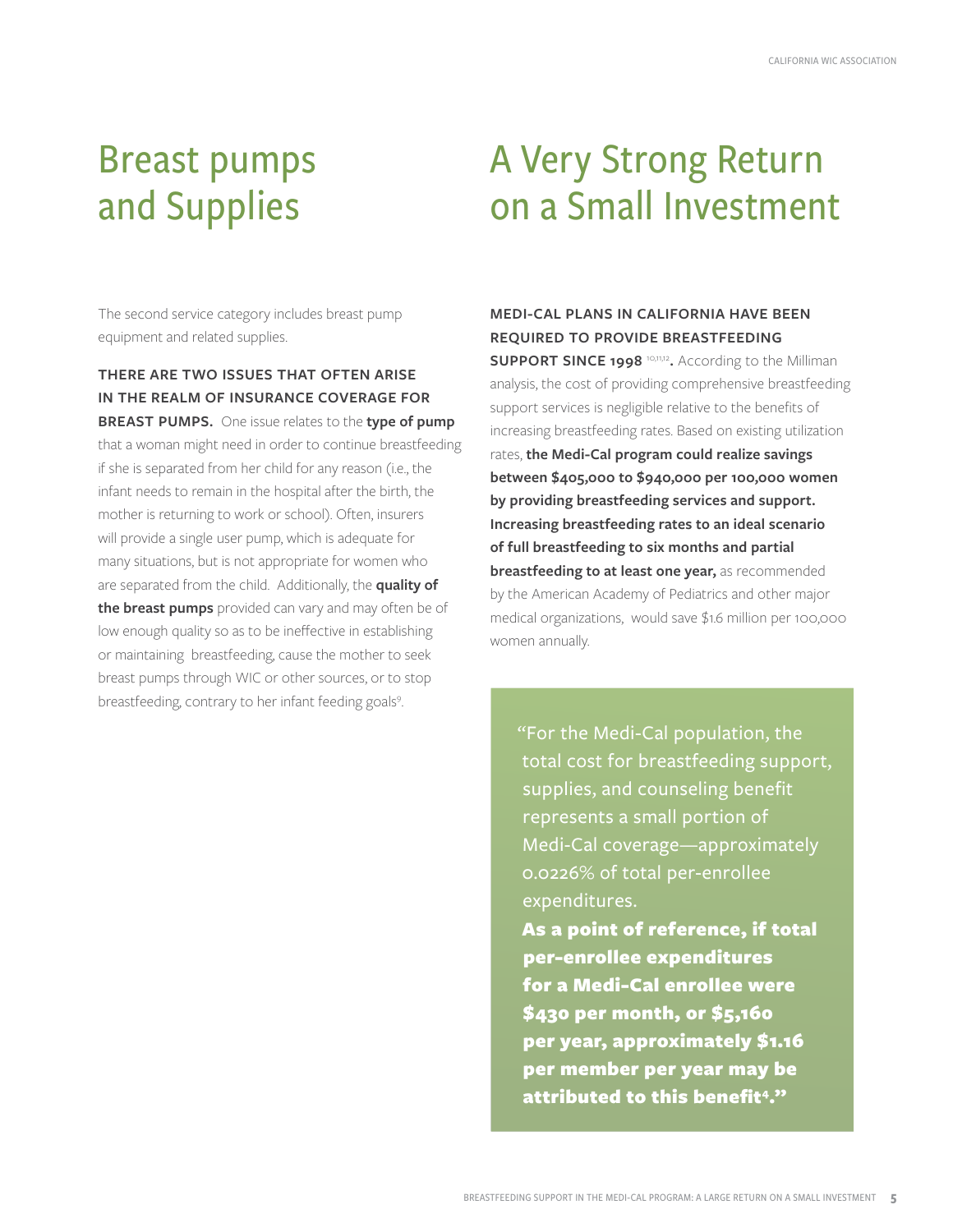# Breast pumps and Supplies

The second service category includes breast pump equipment and related supplies.

**THERE ARE TWO ISSUES THAT OFTEN ARISE IN THE REALM OF INSURANCE COVERAGE FOR BREAST PUMPS.** One issue relates to the **type of pump** that a woman might need in order to continue breastfeeding if she is separated from her child for any reason (i.e., the infant needs to remain in the hospital after the birth, the mother is returning to work or school). Often, insurers will provide a single user pump, which is adequate for many situations, but is not appropriate for women who are separated from the child. Additionally, the **quality of the breast pumps** provided can vary and may often be of low enough quality so as to be ineffective in establishing or maintaining breastfeeding, cause the mother to seek breast pumps through WIC or other sources, or to stop breastfeeding, contrary to her infant feeding goals[9].

# A Very Strong Return on a Small Investment

**MEDI-CAL PLANS IN CALIFORNIA HAVE BEEN REQUIRED TO PROVIDE BREASTFEEDING SUPPORT SINCE 1998** [10,11,12]**.** According to the Milliman analysis, the cost of providing comprehensive breastfeeding support services is negligible relative to the benefits of increasing breastfeeding rates. Based on existing utilization rates, **the Medi-Cal program could realize savings between $405,000 to $940,000 per 100,000 women by providing breastfeeding services and support. Increasing breastfeeding rates to an ideal scenario of full breastfeeding to six months and partial breastfeeding to at least one year,** as recommended by the American Academy of Pediatrics and other major medical organizations, would save $1.6 million per 100,000 women annually.

> "For the Medi-Cal population, the total cost for breastfeeding support, supplies, and counseling benefit represents a small portion of Medi-Cal coverage—approximately 0.0226% of total per-enrollee expenditures.
> **As a point of reference, if total per-enrollee expenditures for a Medi-Cal enrollee were $430 per month, or $5,160 per year, approximately $1.16 per member per year may be attributed to this benefit[4]."**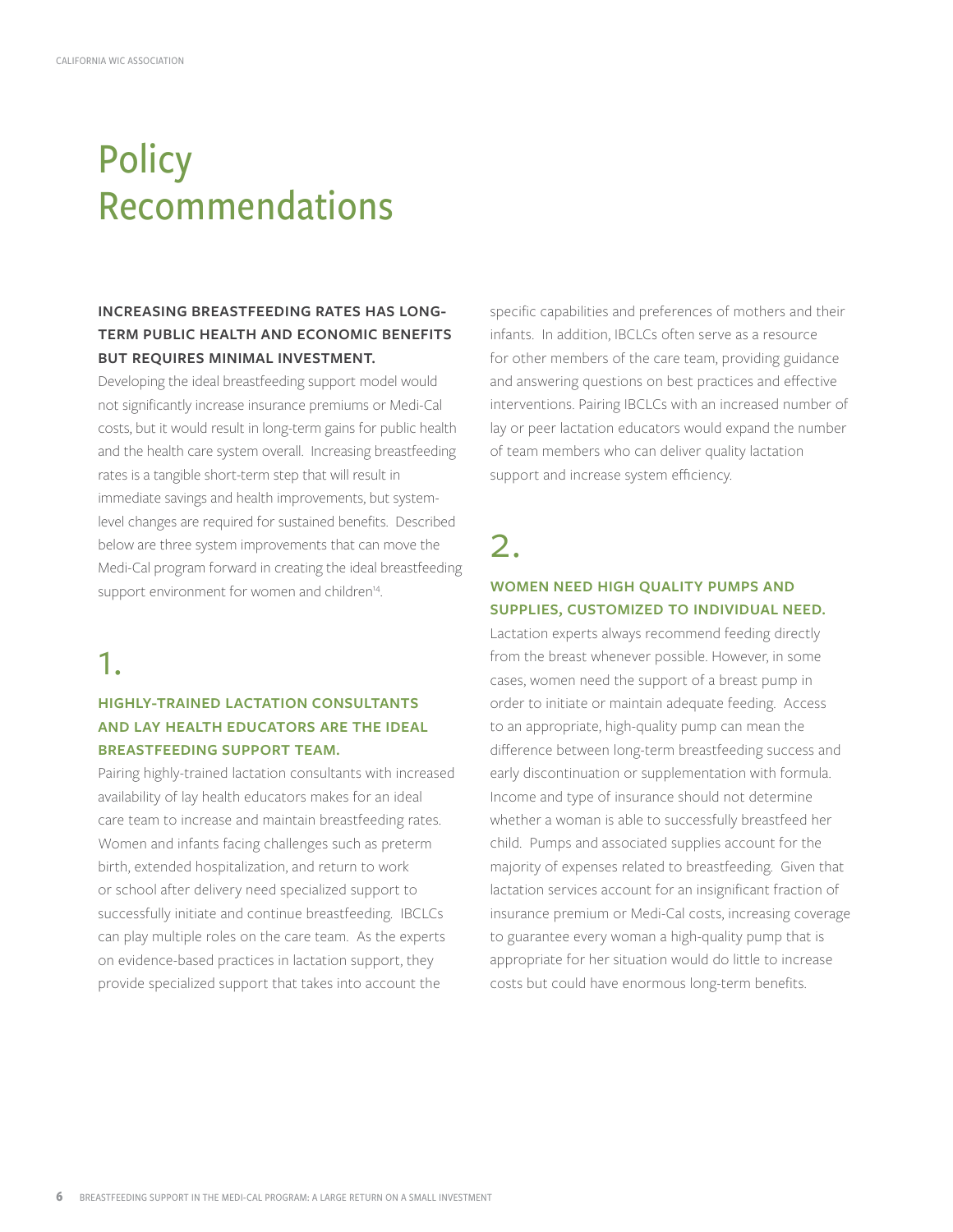# Policy Recommendations

**INCREASING BREASTFEEDING RATES HAS LONG-TERM PUBLIC HEALTH AND ECONOMIC BENEFITS BUT REQUIRES MINIMAL INVESTMENT.**

Developing the ideal breastfeeding support model would not significantly increase insurance premiums or Medi-Cal costs, but it would result in long-term gains for public health and the health care system overall. Increasing breastfeeding rates is a tangible short-term step that will result in immediate savings and health improvements, but system-level changes are required for sustained benefits. Described below are three system improvements that can move the Medi-Cal program forward in creating the ideal breastfeeding support environment for women and children[14].

## 1.

### HIGHLY-TRAINED LACTATION CONSULTANTS AND LAY HEALTH EDUCATORS ARE THE IDEAL BREASTFEEDING SUPPORT TEAM.

Pairing highly-trained lactation consultants with increased availability of lay health educators makes for an ideal care team to increase and maintain breastfeeding rates. Women and infants facing challenges such as preterm birth, extended hospitalization, and return to work or school after delivery need specialized support to successfully initiate and continue breastfeeding. IBCLCs can play multiple roles on the care team. As the experts on evidence-based practices in lactation support, they provide specialized support that takes into account the specific capabilities and preferences of mothers and their infants. In addition, IBCLCs often serve as a resource for other members of the care team, providing guidance and answering questions on best practices and effective interventions. Pairing IBCLCs with an increased number of lay or peer lactation educators would expand the number of team members who can deliver quality lactation support and increase system efficiency.

## 2.

### WOMEN NEED HIGH QUALITY PUMPS AND SUPPLIES, CUSTOMIZED TO INDIVIDUAL NEED.

Lactation experts always recommend feeding directly from the breast whenever possible. However, in some cases, women need the support of a breast pump in order to initiate or maintain adequate feeding. Access to an appropriate, high-quality pump can mean the difference between long-term breastfeeding success and early discontinuation or supplementation with formula. Income and type of insurance should not determine whether a woman is able to successfully breastfeed her child. Pumps and associated supplies account for the majority of expenses related to breastfeeding. Given that lactation services account for an insignificant fraction of insurance premium or Medi-Cal costs, increasing coverage to guarantee every woman a high-quality pump that is appropriate for her situation would do little to increase costs but could have enormous long-term benefits.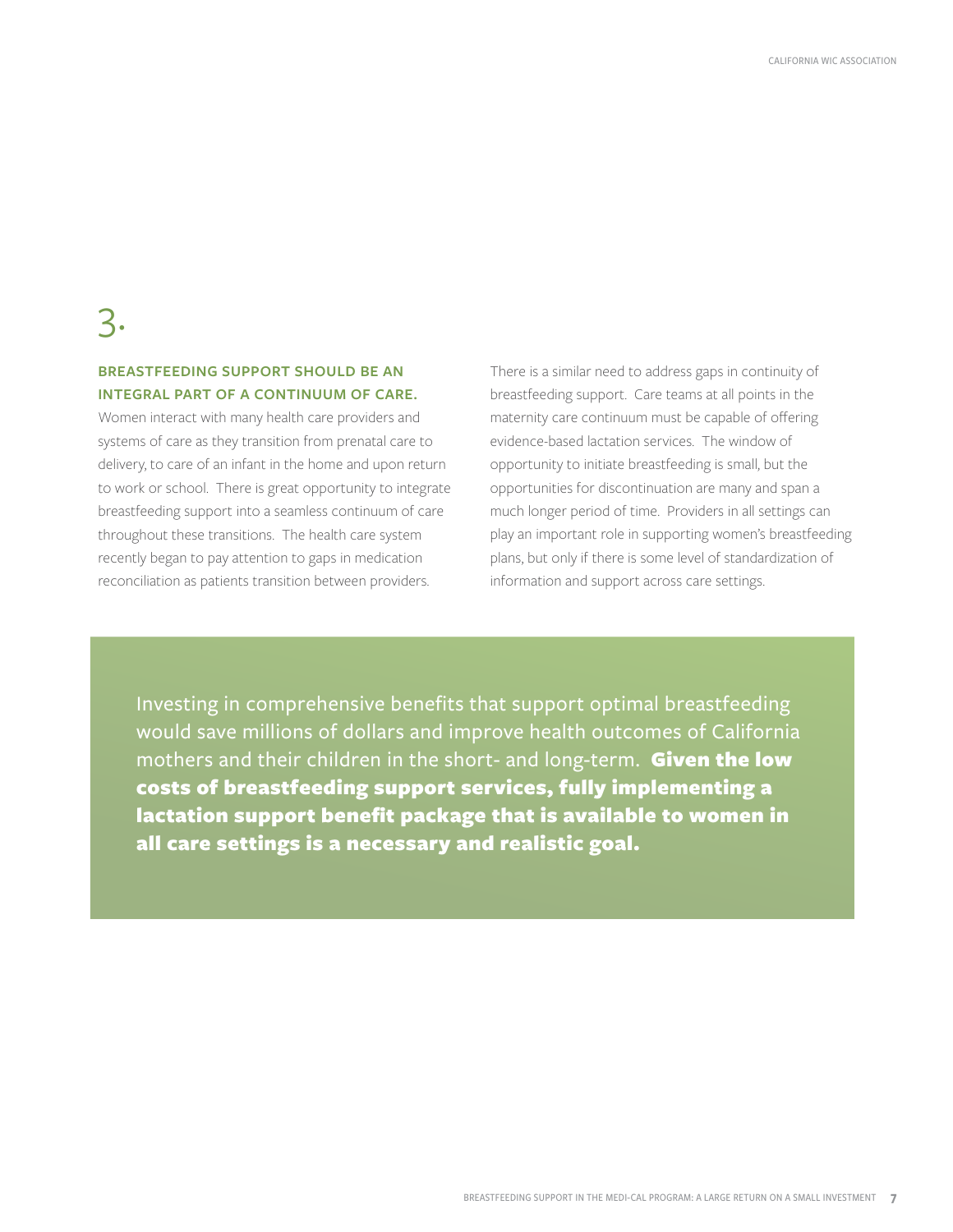# 3.

## BREASTFEEDING SUPPORT SHOULD BE AN INTEGRAL PART OF A CONTINUUM OF CARE.

Women interact with many health care providers and systems of care as they transition from prenatal care to delivery, to care of an infant in the home and upon return to work or school. There is great opportunity to integrate breastfeeding support into a seamless continuum of care throughout these transitions. The health care system recently began to pay attention to gaps in medication reconciliation as patients transition between providers.

There is a similar need to address gaps in continuity of breastfeeding support. Care teams at all points in the maternity care continuum must be capable of offering evidence-based lactation services. The window of opportunity to initiate breastfeeding is small, but the opportunities for discontinuation are many and span a much longer period of time. Providers in all settings can play an important role in supporting women's breastfeeding plans, but only if there is some level of standardization of information and support across care settings.

Investing in comprehensive benefits that support optimal breastfeeding would save millions of dollars and improve health outcomes of California mothers and their children in the short- and long-term. **Given the low costs of breastfeeding support services, fully implementing a lactation support benefit package that is available to women in all care settings is a necessary and realistic goal.**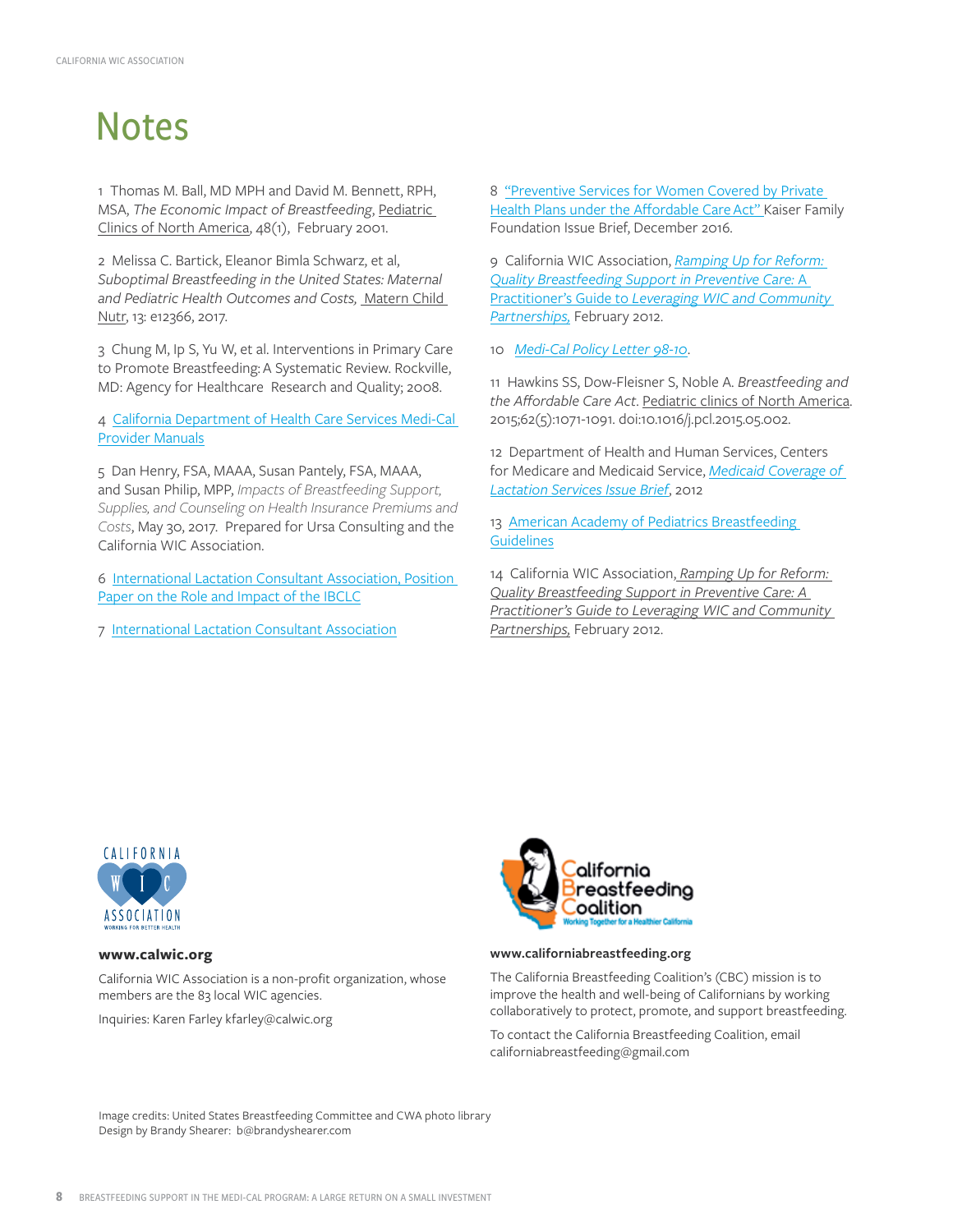# Notes

1 Thomas M. Ball, MD MPH and David M. Bennett, RPH, MSA, *The Economic Impact of Breastfeeding*, Pediatric Clinics of North America, 48(1), February 2001.

2 Melissa C. Bartick, Eleanor Bimla Schwarz, et al, *Suboptimal Breastfeeding in the United States: Maternal and Pediatric Health Outcomes and Costs,* Matern Child Nutr, 13: e12366, 2017.

3 Chung M, Ip S, Yu W, et al. Interventions in Primary Care to Promote Breastfeeding: A Systematic Review. Rockville, MD: Agency for Healthcare Research and Quality; 2008.

4 California Department of Health Care Services Medi-Cal Provider Manuals

5 Dan Henry, FSA, MAAA, Susan Pantely, FSA, MAAA, and Susan Philip, MPP, *Impacts of Breastfeeding Support, Supplies, and Counseling on Health Insurance Premiums and Costs*, May 30, 2017. Prepared for Ursa Consulting and the California WIC Association.

6 International Lactation Consultant Association, Position Paper on the Role and Impact of the IBCLC

7 International Lactation Consultant Association

8 "Preventive Services for Women Covered by Private Health Plans under the Affordable Care Act" Kaiser Family Foundation Issue Brief, December 2016.

9 California WIC Association, *Ramping Up for Reform: Quality Breastfeeding Support in Preventive Care: A Practitioner's Guide to Leveraging WIC and Community Partnerships,* February 2012.

10 *Medi-Cal Policy Letter 98-10*.

11 Hawkins SS, Dow-Fleisner S, Noble A. *Breastfeeding and the Affordable Care Act*. Pediatric clinics of North America. 2015;62(5):1071-1091. doi:10.1016/j.pcl.2015.05.002.

12 Department of Health and Human Services, Centers for Medicare and Medicaid Service, *Medicaid Coverage of Lactation Services Issue Brief*, 2012

13 American Academy of Pediatrics Breastfeeding Guidelines

14 California WIC Association, *Ramping Up for Reform: Quality Breastfeeding Support in Preventive Care: A Practitioner's Guide to Leveraging WIC and Community Partnerships,* February 2012.

CALIFORNIA WIC ASSOCIATION
WORKING FOR BETTER HEALTH

**www.calwic.org**

California WIC Association is a non-profit organization, whose members are the 83 local WIC agencies.

Inquiries: Karen Farley kfarley@calwic.org

California Breastfeeding Coalition
Working Together for a Healthier California

**www.californiabreastfeeding.org**

The California Breastfeeding Coalition's (CBC) mission is to improve the health and well-being of Californians by working collaboratively to protect, promote, and support breastfeeding.

To contact the California Breastfeeding Coalition, email californiabreastfeeding@gmail.com

Image credits: United States Breastfeeding Committee and CWA photo library
Design by Brandy Shearer: b@brandyshearer.com